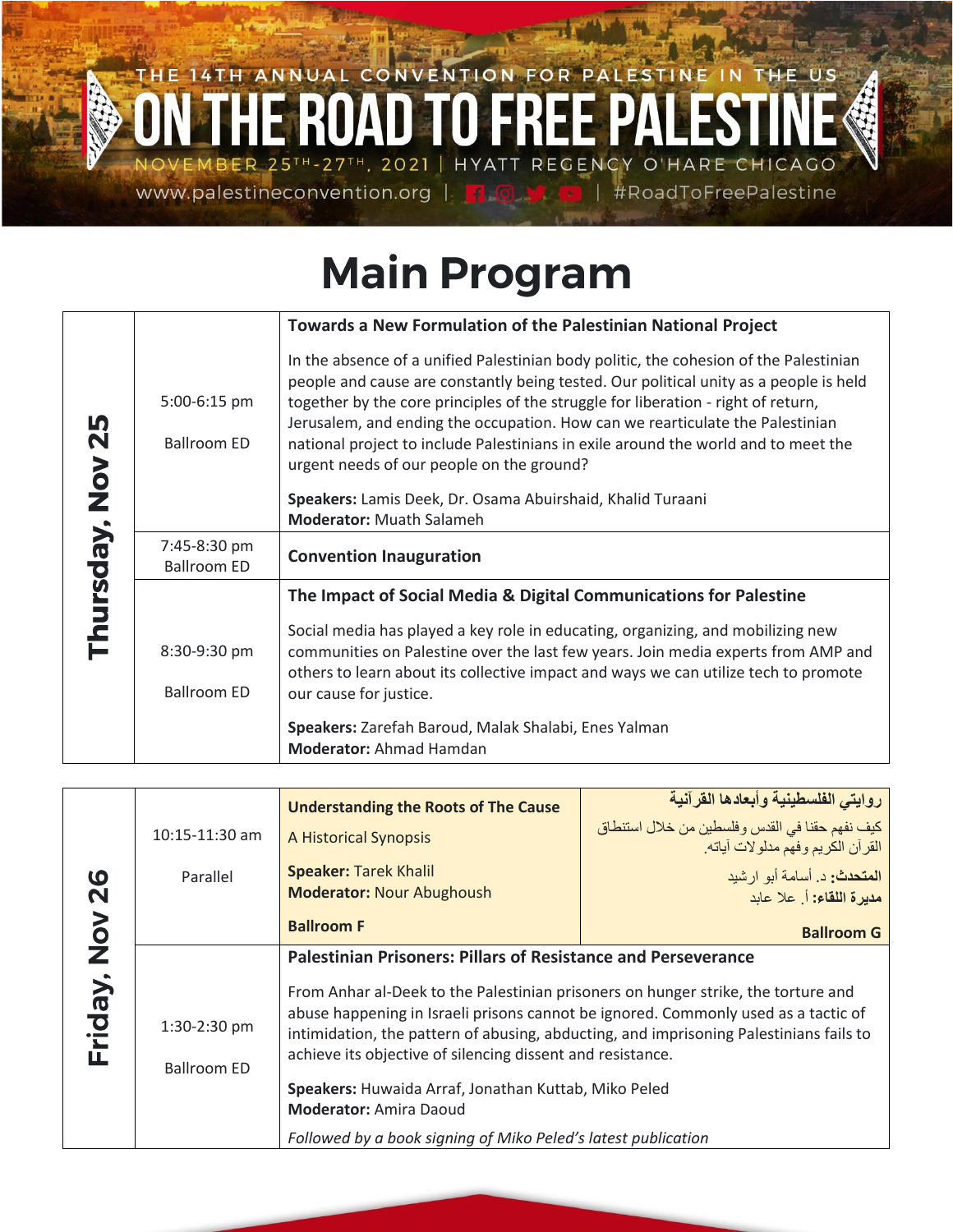THE 14TH ANNUAL CONVENTION FOR PALESTINE IN THE US

# ON THE ROAD TO FREE PALESTINE

NOVEMBER 25TH-27TH, 2021 | HYATT REGENCY O'HARE CHICAGO

www.palestineconvention.org | #RoadToFreePalestine

# Main Program

## Thursday, Nov 25

| Time / Location | Session |
|---|---|
| 5:00-6:15 pm<br>Ballroom ED | **Towards a New Formulation of the Palestinian National Project**<br><br>In the absence of a unified Palestinian body politic, the cohesion of the Palestinian people and cause are constantly being tested. Our political unity as a people is held together by the core principles of the struggle for liberation - right of return, Jerusalem, and ending the occupation. How can we rearticulate the Palestinian national project to include Palestinians in exile around the world and to meet the urgent needs of our people on the ground?<br><br>**Speakers:** Lamis Deek, Dr. Osama Abuirshaid, Khalid Turaani<br>**Moderator:** Muath Salameh |
| 7:45-8:30 pm<br>Ballroom ED | **Convention Inauguration** |
| 8:30-9:30 pm<br>Ballroom ED | **The Impact of Social Media & Digital Communications for Palestine**<br><br>Social media has played a key role in educating, organizing, and mobilizing new communities on Palestine over the last few years. Join media experts from AMP and others to learn about its collective impact and ways we can utilize tech to promote our cause for justice.<br><br>**Speakers:** Zarefah Baroud, Malak Shalabi, Enes Yalman<br>**Moderator:** Ahmad Hamdan |

## Friday, Nov 26

| Time / Location | Session | Session |
|---|---|---|
| 10:15-11:30 am<br>Parallel | **Understanding the Roots of The Cause**<br>A Historical Synopsis<br><br>**Speaker:** Tarek Khalil<br>**Moderator:** Nour Abughoush<br><br>**Ballroom F** | **روايتي الفلسطينية وأبعادها القرآنية**<br>كيف نفهم حقنا في القدس وفلسطين من خلال استنطاق القرآن الكريم وفهم مدلولات آياته.<br><br>**المتحدث:** د. أسامة أبو ارشيد<br>**مديرة اللقاء:** أ. علا عابد<br><br>**Ballroom G** |
| 1:30-2:30 pm<br>Ballroom ED | **Palestinian Prisoners: Pillars of Resistance and Perseverance**<br><br>From Anhar al-Deek to the Palestinian prisoners on hunger strike, the torture and abuse happening in Israeli prisons cannot be ignored. Commonly used as a tactic of intimidation, the pattern of abusing, abducting, and imprisoning Palestinians fails to achieve its objective of silencing dissent and resistance.<br><br>**Speakers:** Huwaida Arraf, Jonathan Kuttab, Miko Peled<br>**Moderator:** Amira Daoud<br><br>*Followed by a book signing of Miko Peled's latest publication* | |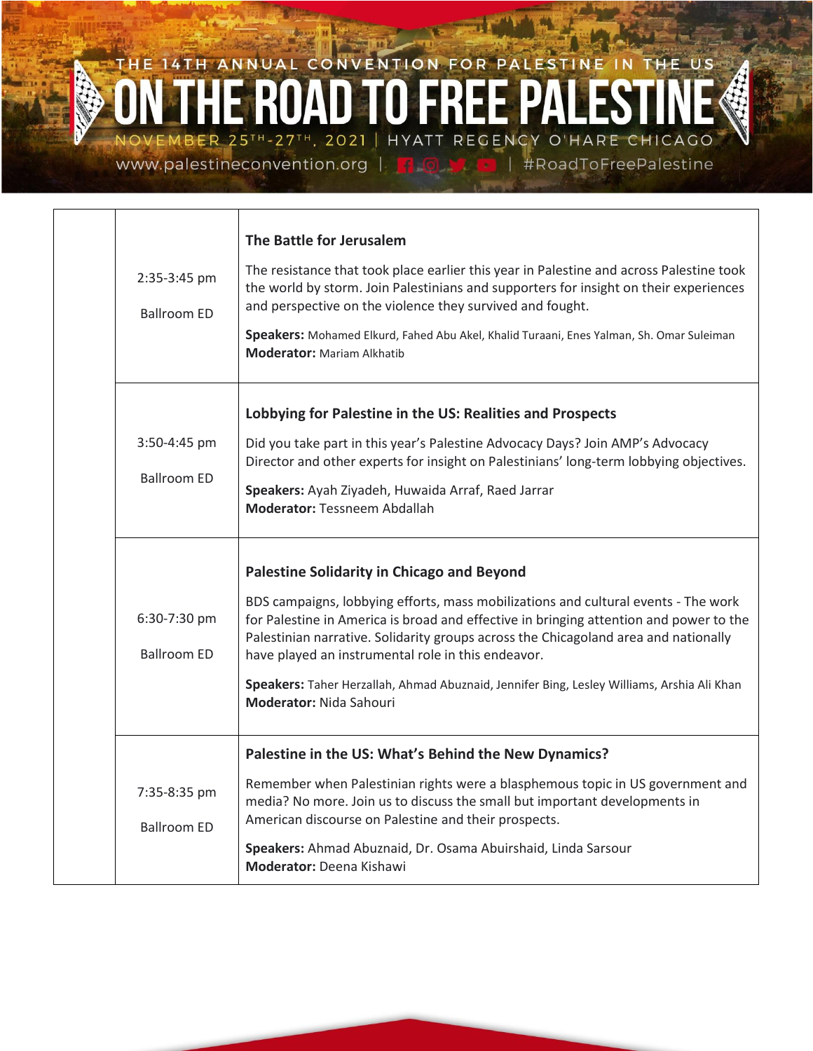| | | |
|---|---|---|
| | 2:35-3:45 pm<br><br>Ballroom ED | **The Battle for Jerusalem**<br><br>The resistance that took place earlier this year in Palestine and across Palestine took the world by storm. Join Palestinians and supporters for insight on their experiences and perspective on the violence they survived and fought.<br><br>**Speakers:** Mohamed Elkurd, Fahed Abu Akel, Khalid Turaani, Enes Yalman, Sh. Omar Suleiman<br>**Moderator:** Mariam Alkhatib |
| | 3:50-4:45 pm<br><br>Ballroom ED | **Lobbying for Palestine in the US: Realities and Prospects**<br><br>Did you take part in this year's Palestine Advocacy Days? Join AMP's Advocacy Director and other experts for insight on Palestinians' long-term lobbying objectives.<br><br>**Speakers:** Ayah Ziyadeh, Huwaida Arraf, Raed Jarrar<br>**Moderator:** Tessneem Abdallah |
| | 6:30-7:30 pm<br><br>Ballroom ED | **Palestine Solidarity in Chicago and Beyond**<br><br>BDS campaigns, lobbying efforts, mass mobilizations and cultural events - The work for Palestine in America is broad and effective in bringing attention and power to the Palestinian narrative. Solidarity groups across the Chicagoland area and nationally have played an instrumental role in this endeavor.<br><br>**Speakers:** Taher Herzallah, Ahmad Abuznaid, Jennifer Bing, Lesley Williams, Arshia Ali Khan<br>**Moderator:** Nida Sahouri |
| | 7:35-8:35 pm<br><br>Ballroom ED | **Palestine in the US: What's Behind the New Dynamics?**<br><br>Remember when Palestinian rights were a blasphemous topic in US government and media? No more. Join us to discuss the small but important developments in American discourse on Palestine and their prospects.<br><br>**Speakers:** Ahmad Abuznaid, Dr. Osama Abuirshaid, Linda Sarsour<br>**Moderator:** Deena Kishawi |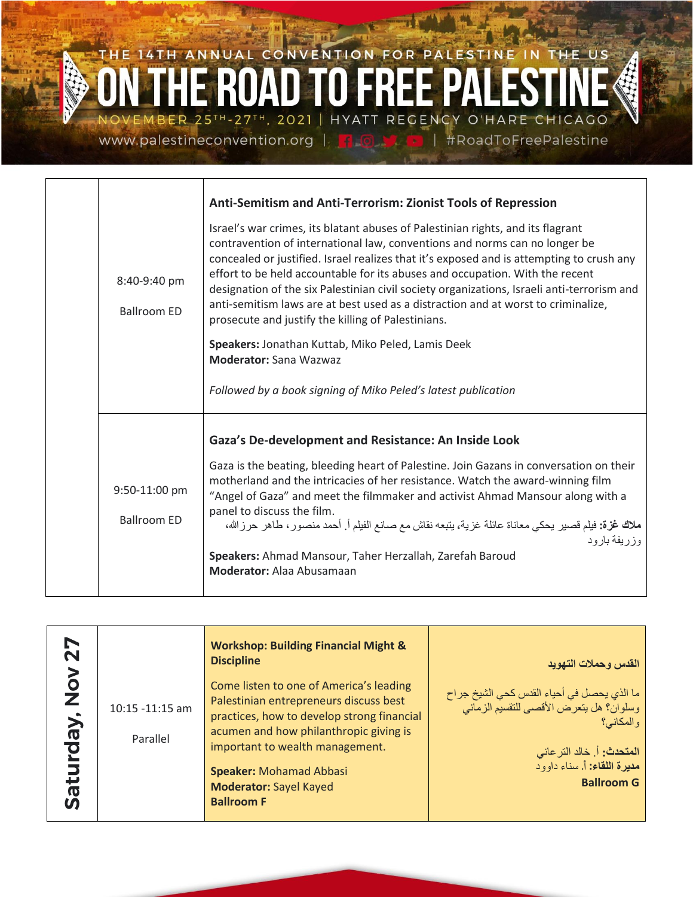THE 14TH ANNUAL CONVENTION FOR PALESTINE IN THE US

# ON THE ROAD TO FREE PALESTINE

NOVEMBER 25TH-27TH, 2021 | HYATT REGENCY O'HARE CHICAGO

www.palestineconvention.org | #RoadToFreePalestine

| | Time / Location | Session |
|---|---|---|
| | 8:40-9:40 pm<br><br>Ballroom ED | **Anti-Semitism and Anti-Terrorism: Zionist Tools of Repression**<br><br>Israel's war crimes, its blatant abuses of Palestinian rights, and its flagrant contravention of international law, conventions and norms can no longer be concealed or justified. Israel realizes that it's exposed and is attempting to crush any effort to be held accountable for its abuses and occupation. With the recent designation of the six Palestinian civil society organizations, Israeli anti-terrorism and anti-semitism laws are at best used as a distraction and at worst to criminalize, prosecute and justify the killing of Palestinians.<br><br>**Speakers:** Jonathan Kuttab, Miko Peled, Lamis Deek<br>**Moderator:** Sana Wazwaz<br><br>*Followed by a book signing of Miko Peled's latest publication* |
| | 9:50-11:00 pm<br><br>Ballroom ED | **Gaza's De-development and Resistance: An Inside Look**<br><br>Gaza is the beating, bleeding heart of Palestine. Join Gazans in conversation on their motherland and the intricacies of her resistance. Watch the award-winning film "Angel of Gaza" and meet the filmmaker and activist Ahmad Mansour along with a panel to discuss the film.<br>**ملاك غزة:** فيلم قصير يحكي معاناة عائلة غزية، يتبعه نقاش مع صانع الفيلم أ. أحمد منصور، طاهر حرزالله، وزريفة بارود<br><br>**Speakers:** Ahmad Mansour, Taher Herzallah, Zarefah Baroud<br>**Moderator:** Alaa Abusamaan |

| Day | Time / Location | Session | Session |
|---|---|---|---|
| **Saturday, Nov 27** | 10:15 -11:15 am<br><br>Parallel | **Workshop: Building Financial Might & Discipline**<br><br>Come listen to one of America's leading Palestinian entrepreneurs discuss best practices, how to develop strong financial acumen and how philanthropic giving is important to wealth management.<br><br>**Speaker:** Mohamad Abbasi<br>**Moderator:** Sayel Kayed<br>**Ballroom F** | **القدس وحملات التهويد**<br><br>ما الذي يحصل في أحياء القدس كحي الشيخ جراح وسلوان؟ هل يتعرض الأقصى للتقسيم الزماني والمكاني؟<br><br>**المتحدث:** أ. خالد الترعاني<br>**مديرة اللقاء:** أ. سناء داوود<br>**Ballroom G** |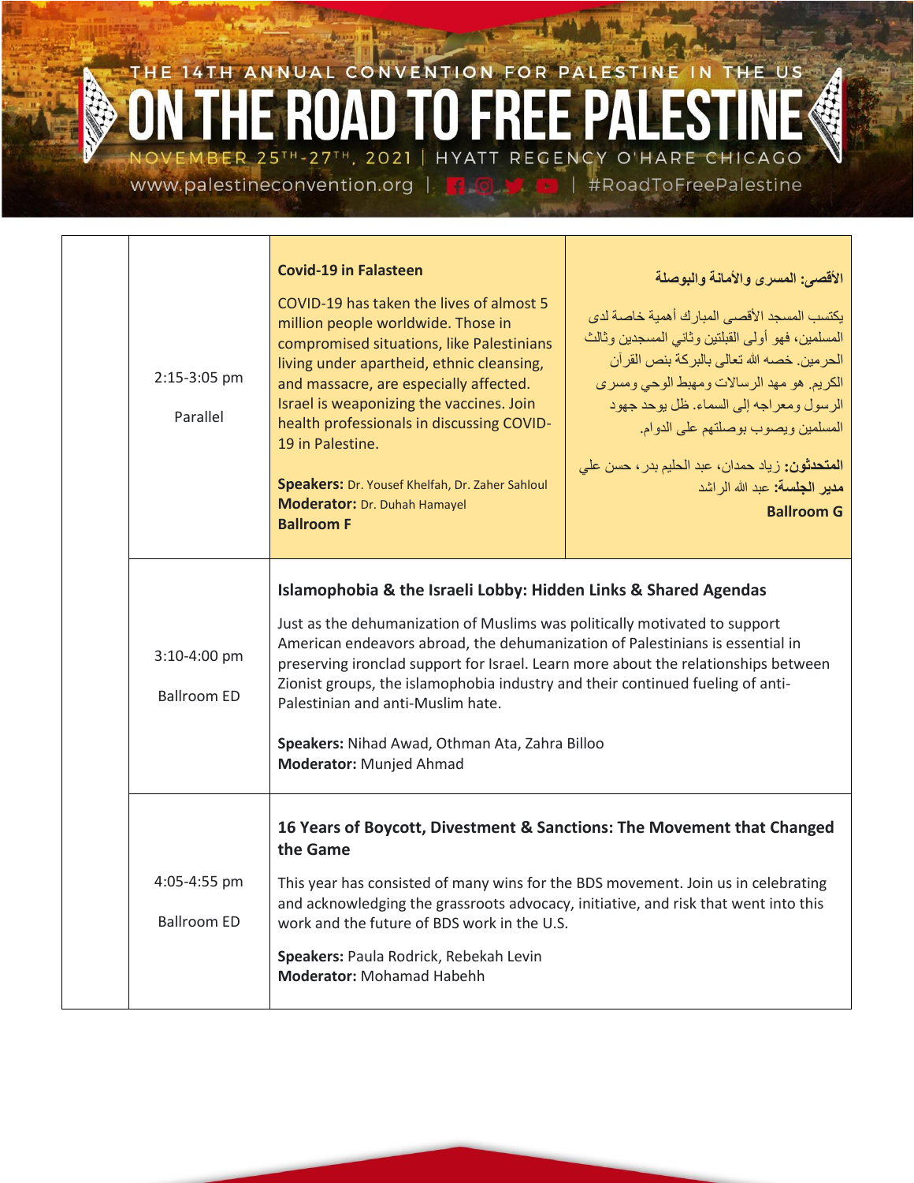THE 14TH ANNUAL CONVENTION FOR PALESTINE IN THE US

# ON THE ROAD TO FREE PALESTINE

NOVEMBER 25TH-27TH, 2021 | HYATT REGENCY O'HARE CHICAGO

www.palestineconvention.org | #RoadToFreePalestine

| | Time / Location | Session | |
|---|---|---|---|
| | 2:15-3:05 pm<br><br>Parallel | **Covid-19 in Falasteen**<br><br>COVID-19 has taken the lives of almost 5 million people worldwide. Those in compromised situations, like Palestinians living under apartheid, ethnic cleansing, and massacre, are especially affected. Israel is weaponizing the vaccines. Join health professionals in discussing COVID-19 in Palestine.<br><br>**Speakers:** Dr. Yousef Khelfah, Dr. Zaher Sahloul<br>**Moderator:** Dr. Duhah Hamayel<br>**Ballroom F** | **الأقصى: المسرى والأمانة والبوصلة**<br><br>يكتسب المسجد الأقصى المبارك أهمية خاصة لدى المسلمين، فهو أولى القبلتين وثاني المسجدين وثالث الحرمين. خصه الله تعالى بالبركة بنص القرآن الكريم. هو مهد الرسالات ومهبط الوحي ومسرى الرسول ومعراجه إلى السماء. ظل يوحد جهود المسلمين ويصوب بوصلتهم على الدوام.<br><br>**المتحدثون:** زياد حمدان، عبد الحليم بدر، حسن علي<br>**مدير الجلسة:** عبد الله الراشد<br>**Ballroom G** |
| | 3:10-4:00 pm<br><br>Ballroom ED | **Islamophobia & the Israeli Lobby: Hidden Links & Shared Agendas**<br><br>Just as the dehumanization of Muslims was politically motivated to support American endeavors abroad, the dehumanization of Palestinians is essential in preserving ironclad support for Israel. Learn more about the relationships between Zionist groups, the islamophobia industry and their continued fueling of anti-Palestinian and anti-Muslim hate.<br><br>**Speakers:** Nihad Awad, Othman Ata, Zahra Billoo<br>**Moderator:** Munjed Ahmad | |
| | 4:05-4:55 pm<br><br>Ballroom ED | **16 Years of Boycott, Divestment & Sanctions: The Movement that Changed the Game**<br><br>This year has consisted of many wins for the BDS movement. Join us in celebrating and acknowledging the grassroots advocacy, initiative, and risk that went into this work and the future of BDS work in the U.S.<br><br>**Speakers:** Paula Rodrick, Rebekah Levin<br>**Moderator:** Mohamad Habehh | |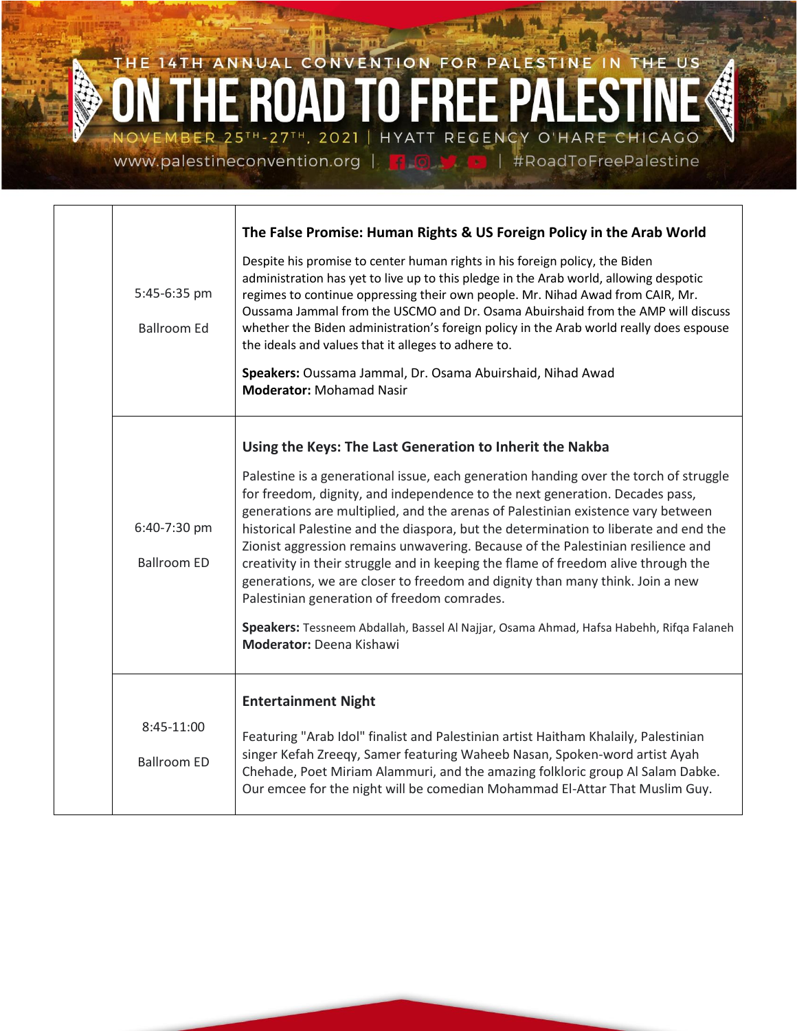| | | |
|---|---|---|
| | 5:45-6:35 pm<br><br>Ballroom Ed | **The False Promise: Human Rights & US Foreign Policy in the Arab World**<br><br>Despite his promise to center human rights in his foreign policy, the Biden administration has yet to live up to this pledge in the Arab world, allowing despotic regimes to continue oppressing their own people. Mr. Nihad Awad from CAIR, Mr. Oussama Jammal from the USCMO and Dr. Osama Abuirshaid from the AMP will discuss whether the Biden administration's foreign policy in the Arab world really does espouse the ideals and values that it alleges to adhere to.<br><br>**Speakers:** Oussama Jammal, Dr. Osama Abuirshaid, Nihad Awad<br>**Moderator:** Mohamad Nasir |
| | 6:40-7:30 pm<br><br>Ballroom ED | **Using the Keys: The Last Generation to Inherit the Nakba**<br><br>Palestine is a generational issue, each generation handing over the torch of struggle for freedom, dignity, and independence to the next generation. Decades pass, generations are multiplied, and the arenas of Palestinian existence vary between historical Palestine and the diaspora, but the determination to liberate and end the Zionist aggression remains unwavering. Because of the Palestinian resilience and creativity in their struggle and in keeping the flame of freedom alive through the generations, we are closer to freedom and dignity than many think. Join a new Palestinian generation of freedom comrades.<br><br>**Speakers:** Tessneem Abdallah, Bassel Al Najjar, Osama Ahmad, Hafsa Habehh, Rifqa Falaneh<br>**Moderator:** Deena Kishawi |
| | 8:45-11:00<br><br>Ballroom ED | **Entertainment Night**<br><br>Featuring "Arab Idol" finalist and Palestinian artist Haitham Khalaily, Palestinian singer Kefah Zreeqy, Samer featuring Waheeb Nasan, Spoken-word artist Ayah Chehade, Poet Miriam Alammuri, and the amazing folkloric group Al Salam Dabke. Our emcee for the night will be comedian Mohammad El-Attar That Muslim Guy. |